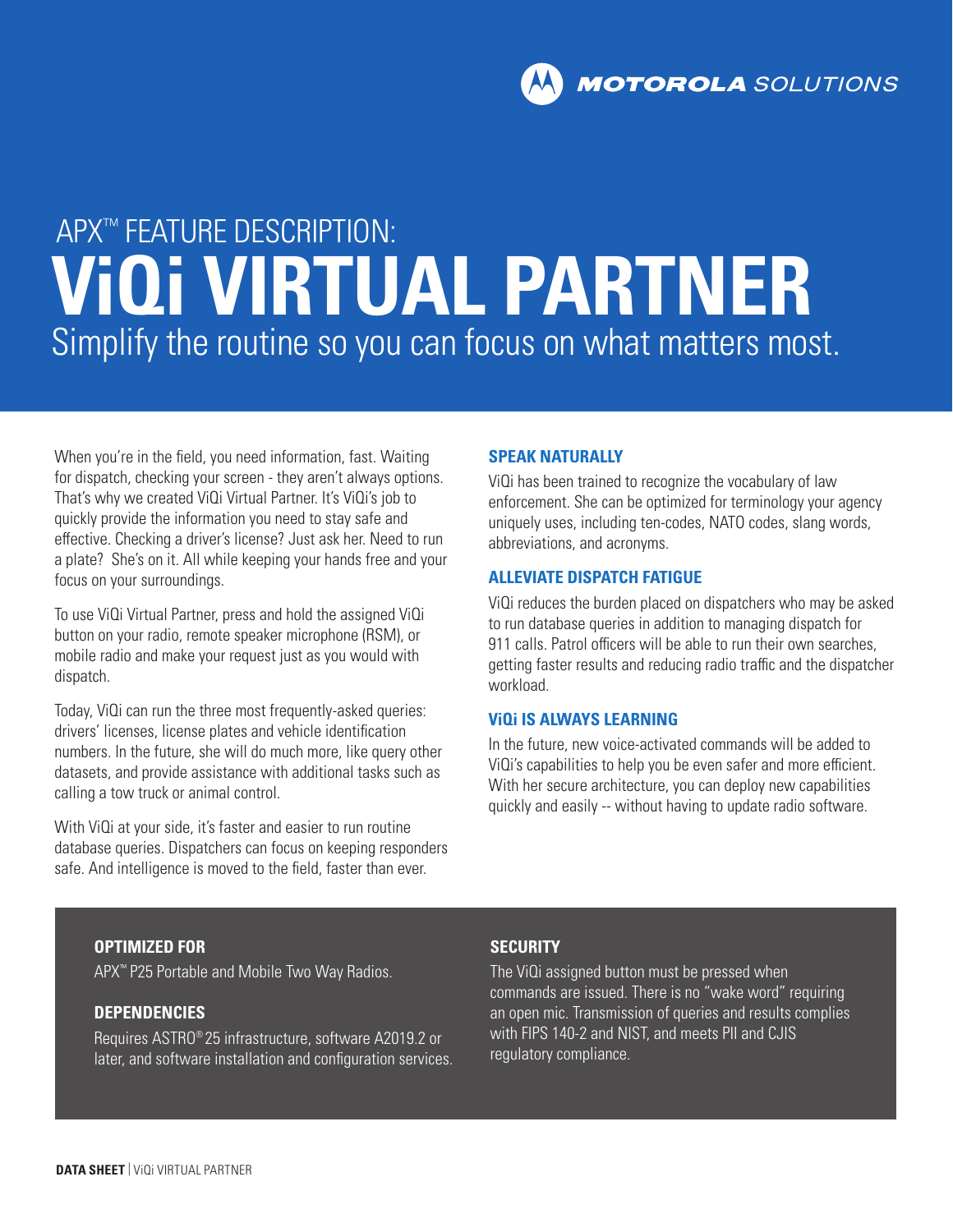MOTOROLA SOLUTIONS

APX™ FEATURE DESCRIPTION:

# ViQi VIRTUAL PARTNER

Simplify the routine so you can focus on what matters most.

When you're in the field, you need information, fast. Waiting for dispatch, checking your screen - they aren't always options. That's why we created ViQi Virtual Partner. It's ViQi's job to quickly provide the information you need to stay safe and effective. Checking a driver's license? Just ask her. Need to run a plate? She's on it. All while keeping your hands free and your focus on your surroundings.

To use ViQi Virtual Partner, press and hold the assigned ViQi button on your radio, remote speaker microphone (RSM), or mobile radio and make your request just as you would with dispatch.

Today, ViQi can run the three most frequently-asked queries: drivers' licenses, license plates and vehicle identification numbers. In the future, she will do much more, like query other datasets, and provide assistance with additional tasks such as calling a tow truck or animal control.

With ViQi at your side, it's faster and easier to run routine database queries. Dispatchers can focus on keeping responders safe. And intelligence is moved to the field, faster than ever.

### SPEAK NATURALLY

ViQi has been trained to recognize the vocabulary of law enforcement. She can be optimized for terminology your agency uniquely uses, including ten-codes, NATO codes, slang words, abbreviations, and acronyms.

### ALLEVIATE DISPATCH FATIGUE

ViQi reduces the burden placed on dispatchers who may be asked to run database queries in addition to managing dispatch for 911 calls. Patrol officers will be able to run their own searches, getting faster results and reducing radio traffic and the dispatcher workload.

### ViQi IS ALWAYS LEARNING

In the future, new voice-activated commands will be added to ViQi's capabilities to help you be even safer and more efficient. With her secure architecture, you can deploy new capabilities quickly and easily -- without having to update radio software.

### OPTIMIZED FOR

APX™ P25 Portable and Mobile Two Way Radios.

### DEPENDENCIES

Requires ASTRO® 25 infrastructure, software A2019.2 or later, and software installation and configuration services.

### SECURITY

The ViQi assigned button must be pressed when commands are issued. There is no "wake word" requiring an open mic. Transmission of queries and results complies with FIPS 140-2 and NIST, and meets PII and CJIS regulatory compliance.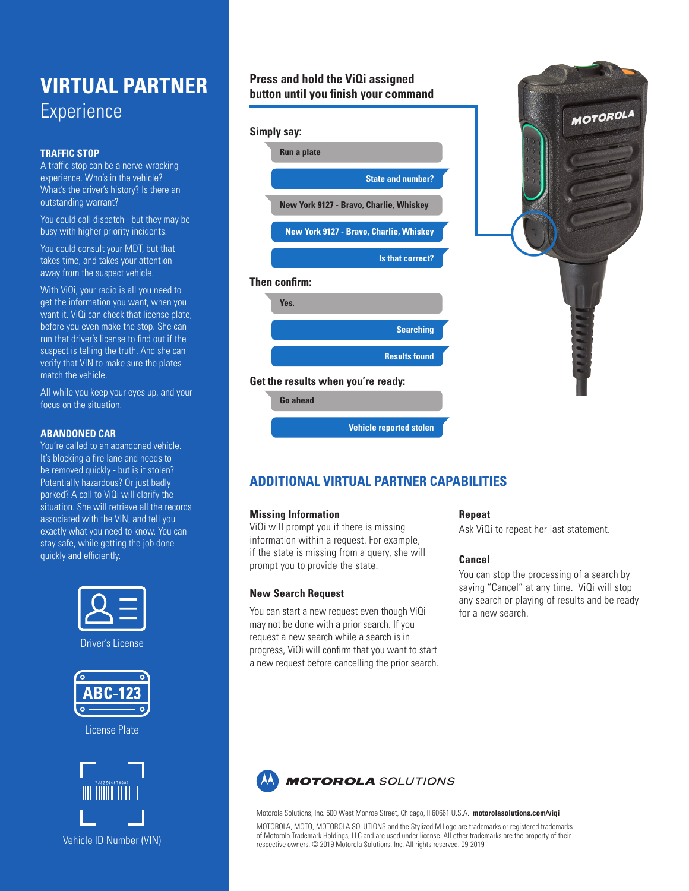# VIRTUAL PARTNER

Experience

### TRAFFIC STOP

A traffic stop can be a nerve-wracking experience. Who's in the vehicle? What's the driver's history? Is there an outstanding warrant?

You could call dispatch - but they may be busy with higher-priority incidents.

You could consult your MDT, but that takes time, and takes your attention away from the suspect vehicle.

With ViQi, your radio is all you need to get the information you want, when you want it. ViQi can check that license plate, before you even make the stop. She can run that driver's license to find out if the suspect is telling the truth. And she can verify that VIN to make sure the plates match the vehicle.

All while you keep your eyes up, and your focus on the situation.

### ABANDONED CAR

You're called to an abandoned vehicle. It's blocking a fire lane and needs to be removed quickly - but is it stolen? Potentially hazardous? Or just badly parked? A call to ViQi will clarify the situation. She will retrieve all the records associated with the VIN, and tell you exactly what you need to know. You can stay safe, while getting the job done quickly and efficiently.

Driver's License

ABC-123

License Plate

Vehicle ID Number (VIN)

**Press and hold the ViQi assigned button until you finish your command**

**Simply say:**

- Run a plate
- State and number?
- New York 9127 - Bravo, Charlie, Whiskey
- New York 9127 - Bravo, Charlie, Whiskey
- Is that correct?

**Then confirm:**

- Yes.
- Searching
- Results found

**Get the results when you're ready:**

- Go ahead
- Vehicle reported stolen

MOTOROLA

## ADDITIONAL VIRTUAL PARTNER CAPABILITIES

**Missing Information**

ViQi will prompt you if there is missing information within a request. For example, if the state is missing from a query, she will prompt you to provide the state.

**New Search Request**

You can start a new request even though ViQi may not be done with a prior search. If you request a new search while a search is in progress, ViQi will confirm that you want to start a new request before cancelling the prior search.

**Repeat**

Ask ViQi to repeat her last statement.

**Cancel**

You can stop the processing of a search by saying "Cancel" at any time. ViQi will stop any search or playing of results and be ready for a new search.

MOTOROLA SOLUTIONS

Motorola Solutions, Inc. 500 West Monroe Street, Chicago, Il 60661 U.S.A. **motorolasolutions.com/viqi**

MOTOROLA, MOTO, MOTOROLA SOLUTIONS and the Stylized M Logo are trademarks or registered trademarks of Motorola Trademark Holdings, LLC and are used under license. All other trademarks are the property of their respective owners. © 2019 Motorola Solutions, Inc. All rights reserved. 09-2019